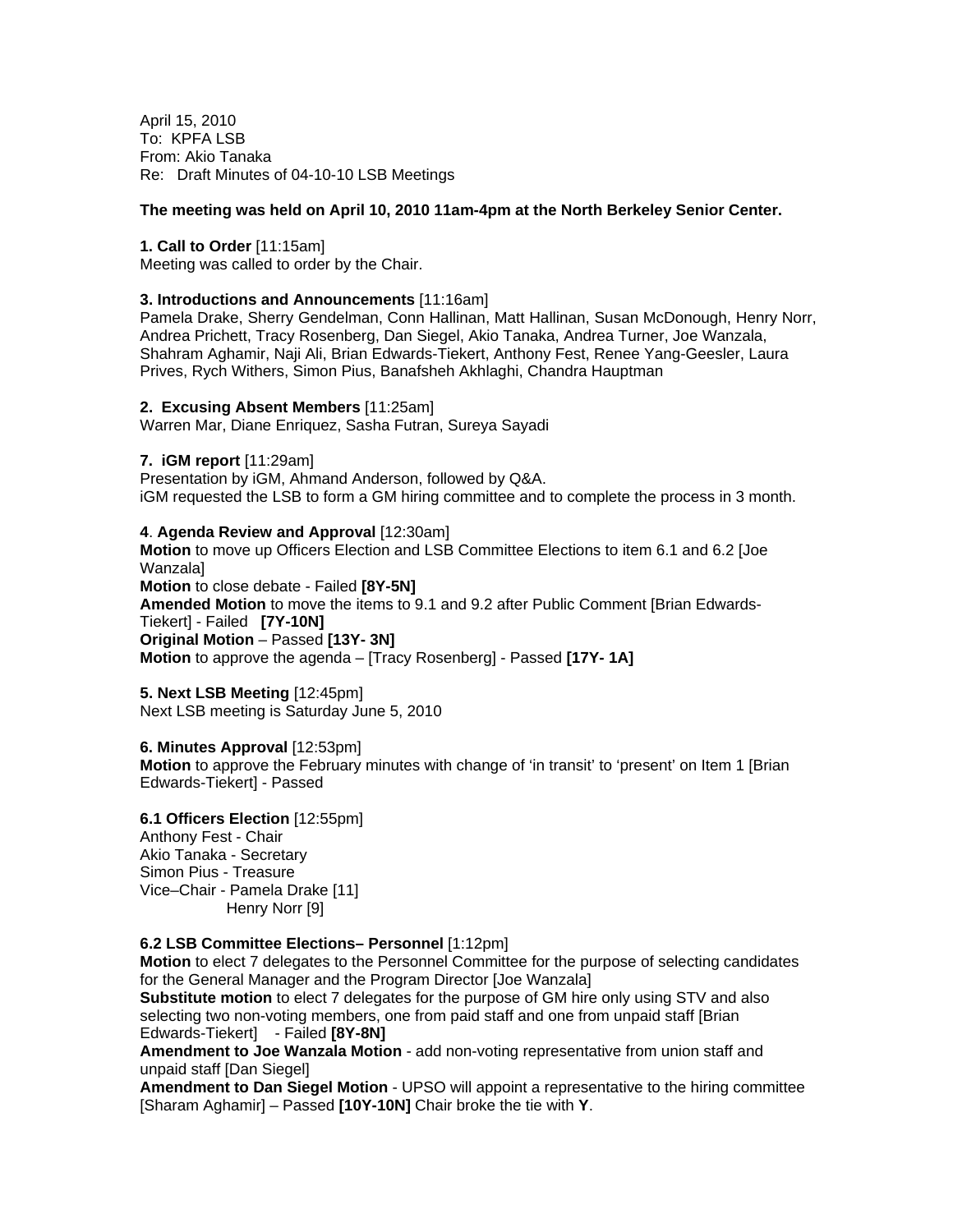April 15, 2010
To: KPFA LSB
From: Akio Tanaka
Re: Draft Minutes of 04-10-10 LSB Meetings

**The meeting was held on April 10, 2010 11am-4pm at the North Berkeley Senior Center.**

**1. Call to Order** [11:15am]
Meeting was called to order by the Chair.

**3. Introductions and Announcements** [11:16am]
Pamela Drake, Sherry Gendelman, Conn Hallinan, Matt Hallinan, Susan McDonough, Henry Norr, Andrea Prichett, Tracy Rosenberg, Dan Siegel, Akio Tanaka, Andrea Turner, Joe Wanzala, Shahram Aghamir, Naji Ali, Brian Edwards-Tiekert, Anthony Fest, Renee Yang-Geesler, Laura Prives, Rych Withers, Simon Pius, Banafsheh Akhlaghi, Chandra Hauptman

**2. Excusing Absent Members** [11:25am]
Warren Mar, Diane Enriquez, Sasha Futran, Sureya Sayadi

**7. iGM report** [11:29am]
Presentation by iGM, Ahmand Anderson, followed by Q&A.
iGM requested the LSB to form a GM hiring committee and to complete the process in 3 month.

**4**. **Agenda Review and Approval** [12:30am]
**Motion** to move up Officers Election and LSB Committee Elections to item 6.1 and 6.2 [Joe Wanzala]
**Motion** to close debate - Failed **[8Y-5N]**
**Amended Motion** to move the items to 9.1 and 9.2 after Public Comment [Brian Edwards-Tiekert] - Failed **[7Y-10N]**
**Original Motion** – Passed **[13Y- 3N]**
**Motion** to approve the agenda – [Tracy Rosenberg] - Passed **[17Y- 1A]**

**5. Next LSB Meeting** [12:45pm]
Next LSB meeting is Saturday June 5, 2010

**6. Minutes Approval** [12:53pm]
**Motion** to approve the February minutes with change of 'in transit' to 'present' on Item 1 [Brian Edwards-Tiekert] - Passed

**6.1 Officers Election** [12:55pm]
Anthony Fest - Chair
Akio Tanaka - Secretary
Simon Pius - Treasure
Vice–Chair - Pamela Drake [11]
Henry Norr [9]

**6.2 LSB Committee Elections– Personnel** [1:12pm]
**Motion** to elect 7 delegates to the Personnel Committee for the purpose of selecting candidates for the General Manager and the Program Director [Joe Wanzala]
**Substitute motion** to elect 7 delegates for the purpose of GM hire only using STV and also selecting two non-voting members, one from paid staff and one from unpaid staff [Brian Edwards-Tiekert] - Failed **[8Y-8N]**
**Amendment to Joe Wanzala Motion** - add non-voting representative from union staff and unpaid staff [Dan Siegel]
**Amendment to Dan Siegel Motion** - UPSO will appoint a representative to the hiring committee [Sharam Aghamir] – Passed **[10Y-10N]** Chair broke the tie with **Y**.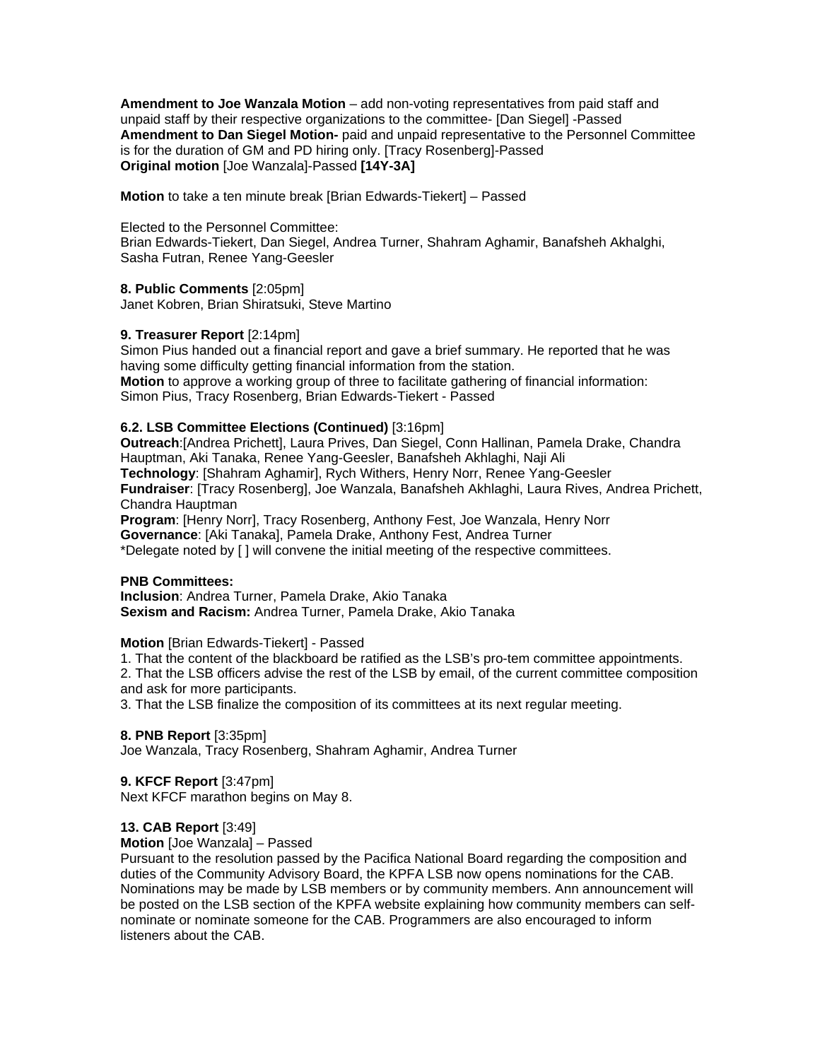**Amendment to Joe Wanzala Motion** – add non-voting representatives from paid staff and unpaid staff by their respective organizations to the committee- [Dan Siegel] -Passed
**Amendment to Dan Siegel Motion-** paid and unpaid representative to the Personnel Committee is for the duration of GM and PD hiring only. [Tracy Rosenberg]-Passed
**Original motion** [Joe Wanzala]-Passed **[14Y-3A]**

**Motion** to take a ten minute break [Brian Edwards-Tiekert] – Passed

Elected to the Personnel Committee:
Brian Edwards-Tiekert, Dan Siegel, Andrea Turner, Shahram Aghamir, Banafsheh Akhalghi, Sasha Futran, Renee Yang-Geesler

**8. Public Comments** [2:05pm]
Janet Kobren, Brian Shiratsuki, Steve Martino

**9. Treasurer Report** [2:14pm]
Simon Pius handed out a financial report and gave a brief summary. He reported that he was having some difficulty getting financial information from the station.
**Motion** to approve a working group of three to facilitate gathering of financial information: Simon Pius, Tracy Rosenberg, Brian Edwards-Tiekert - Passed

**6.2. LSB Committee Elections (Continued)** [3:16pm]
**Outreach**:[Andrea Prichett], Laura Prives, Dan Siegel, Conn Hallinan, Pamela Drake, Chandra Hauptman, Aki Tanaka, Renee Yang-Geesler, Banafsheh Akhlaghi, Naji Ali
**Technology**: [Shahram Aghamir], Rych Withers, Henry Norr, Renee Yang-Geesler
**Fundraiser**: [Tracy Rosenberg], Joe Wanzala, Banafsheh Akhlaghi, Laura Rives, Andrea Prichett, Chandra Hauptman
**Program**: [Henry Norr], Tracy Rosenberg, Anthony Fest, Joe Wanzala, Henry Norr
**Governance**: [Aki Tanaka], Pamela Drake, Anthony Fest, Andrea Turner
*Delegate noted by [ ] will convene the initial meeting of the respective committees.

**PNB Committees:**
**Inclusion**: Andrea Turner, Pamela Drake, Akio Tanaka
**Sexism and Racism:** Andrea Turner, Pamela Drake, Akio Tanaka

**Motion** [Brian Edwards-Tiekert] - Passed
1. That the content of the blackboard be ratified as the LSB's pro-tem committee appointments.
2. That the LSB officers advise the rest of the LSB by email, of the current committee composition and ask for more participants.
3. That the LSB finalize the composition of its committees at its next regular meeting.

**8. PNB Report** [3:35pm]
Joe Wanzala, Tracy Rosenberg, Shahram Aghamir, Andrea Turner

**9. KFCF Report** [3:47pm]
Next KFCF marathon begins on May 8.

**13. CAB Report** [3:49]
**Motion** [Joe Wanzala] – Passed
Pursuant to the resolution passed by the Pacifica National Board regarding the composition and duties of the Community Advisory Board, the KPFA LSB now opens nominations for the CAB. Nominations may be made by LSB members or by community members. Ann announcement will be posted on the LSB section of the KPFA website explaining how community members can self-nominate or nominate someone for the CAB. Programmers are also encouraged to inform listeners about the CAB.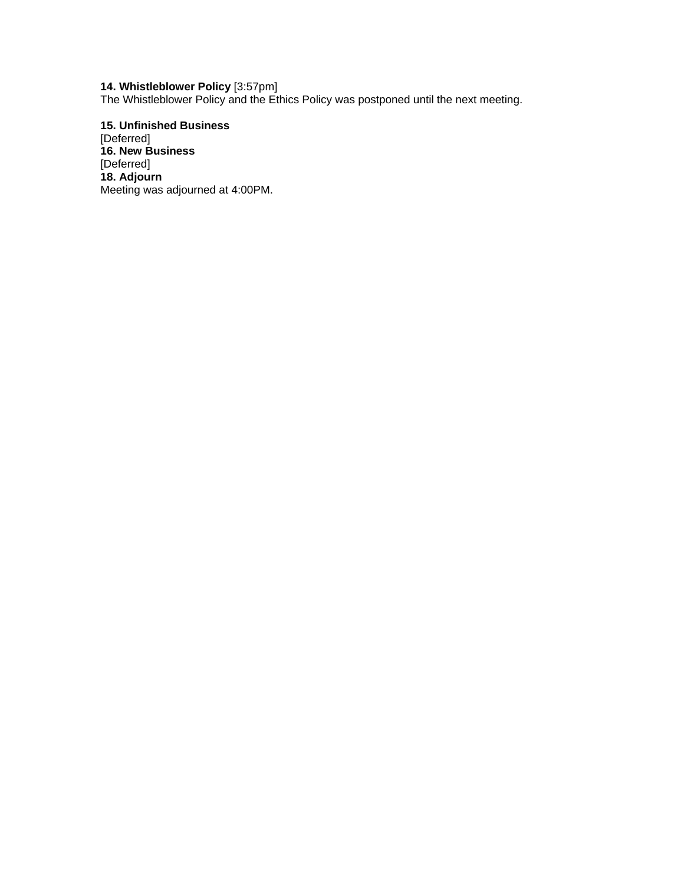**14. Whistleblower Policy** [3:57pm]
The Whistleblower Policy and the Ethics Policy was postponed until the next meeting.

**15. Unfinished Business**
[Deferred]
**16. New Business**
[Deferred]
**18. Adjourn**
Meeting was adjourned at 4:00PM.